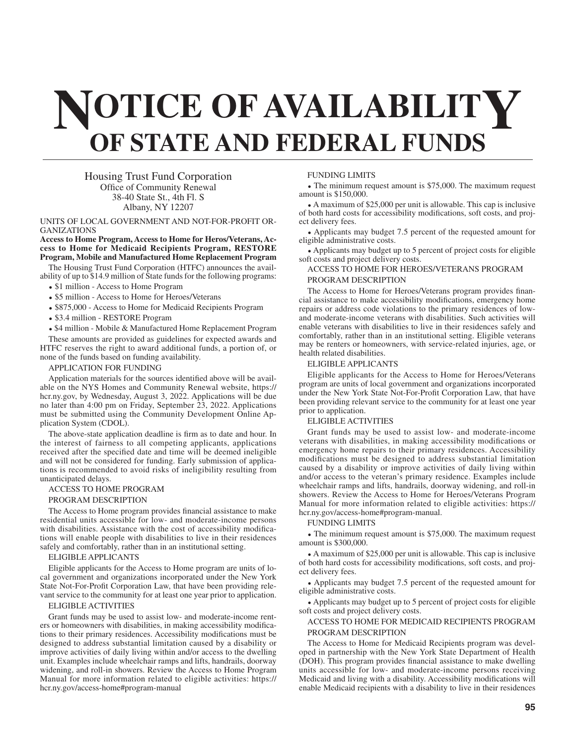# NOTICE OF AVAILABILITY OF STATE AND FEDERAL FUNDS

Housing Trust Fund Corporation
Office of Community Renewal
38-40 State St., 4th Fl. S
Albany, NY 12207

UNITS OF LOCAL GOVERNMENT AND NOT-FOR-PROFIT ORGANIZATIONS

**Access to Home Program, Access to Home for Heros/Veterans, Access to Home for Medicaid Recipients Program, RESTORE Program, Mobile and Manufactured Home Replacement Program**

The Housing Trust Fund Corporation (HTFC) announces the availability of up to $14.9 million of State funds for the following programs:

- $1 million - Access to Home Program
- $5 million - Access to Home for Heroes/Veterans
- $875,000 - Access to Home for Medicaid Recipients Program
- $3.4 million - RESTORE Program
- $4 million - Mobile & Manufactured Home Replacement Program

These amounts are provided as guidelines for expected awards and HTFC reserves the right to award additional funds, a portion of, or none of the funds based on funding availability.

APPLICATION FOR FUNDING

Application materials for the sources identified above will be available on the NYS Homes and Community Renewal website, https://hcr.ny.gov, by Wednesday, August 3, 2022. Applications will be due no later than 4:00 pm on Friday, September 23, 2022. Applications must be submitted using the Community Development Online Application System (CDOL).

The above-state application deadline is firm as to date and hour. In the interest of fairness to all competing applicants, applications received after the specified date and time will be deemed ineligible and will not be considered for funding. Early submission of applications is recommended to avoid risks of ineligibility resulting from unanticipated delays.

ACCESS TO HOME PROGRAM

PROGRAM DESCRIPTION

The Access to Home program provides financial assistance to make residential units accessible for low- and moderate-income persons with disabilities. Assistance with the cost of accessibility modifications will enable people with disabilities to live in their residences safely and comfortably, rather than in an institutional setting.

ELIGIBLE APPLICANTS

Eligible applicants for the Access to Home program are units of local government and organizations incorporated under the New York State Not-For-Profit Corporation Law, that have been providing relevant service to the community for at least one year prior to application.

ELIGIBLE ACTIVITIES

Grant funds may be used to assist low- and moderate-income renters or homeowners with disabilities, in making accessibility modifications to their primary residences. Accessibility modifications must be designed to address substantial limitation caused by a disability or improve activities of daily living within and/or access to the dwelling unit. Examples include wheelchair ramps and lifts, handrails, doorway widening, and roll-in showers. Review the Access to Home Program Manual for more information related to eligible activities: https://hcr.ny.gov/access-home#program-manual

FUNDING LIMITS

- The minimum request amount is $75,000. The maximum request amount is $150,000.
- A maximum of $25,000 per unit is allowable. This cap is inclusive of both hard costs for accessibility modifications, soft costs, and project delivery fees.
- Applicants may budget 7.5 percent of the requested amount for eligible administrative costs.
- Applicants may budget up to 5 percent of project costs for eligible soft costs and project delivery costs.

ACCESS TO HOME FOR HEROES/VETERANS PROGRAM

PROGRAM DESCRIPTION

The Access to Home for Heroes/Veterans program provides financial assistance to make accessibility modifications, emergency home repairs or address code violations to the primary residences of low- and moderate-income veterans with disabilities. Such activities will enable veterans with disabilities to live in their residences safely and comfortably, rather than in an institutional setting. Eligible veterans may be renters or homeowners, with service-related injuries, age, or health related disabilities.

ELIGIBLE APPLICANTS

Eligible applicants for the Access to Home for Heroes/Veterans program are units of local government and organizations incorporated under the New York State Not-For-Profit Corporation Law, that have been providing relevant service to the community for at least one year prior to application.

ELIGIBLE ACTIVITIES

Grant funds may be used to assist low- and moderate-income veterans with disabilities, in making accessibility modifications or emergency home repairs to their primary residences. Accessibility modifications must be designed to address substantial limitation caused by a disability or improve activities of daily living within and/or access to the veteran's primary residence. Examples include wheelchair ramps and lifts, handrails, doorway widening, and roll-in showers. Review the Access to Home for Heroes/Veterans Program Manual for more information related to eligible activities: https://hcr.ny.gov/access-home#program-manual.

FUNDING LIMITS

- The minimum request amount is $75,000. The maximum request amount is $300,000.
- A maximum of $25,000 per unit is allowable. This cap is inclusive of both hard costs for accessibility modifications, soft costs, and project delivery fees.
- Applicants may budget 7.5 percent of the requested amount for eligible administrative costs.
- Applicants may budget up to 5 percent of project costs for eligible soft costs and project delivery costs.

ACCESS TO HOME FOR MEDICAID RECIPIENTS PROGRAM

PROGRAM DESCRIPTION

The Access to Home for Medicaid Recipients program was developed in partnership with the New York State Department of Health (DOH). This program provides financial assistance to make dwelling units accessible for low- and moderate-income persons receiving Medicaid and living with a disability. Accessibility modifications will enable Medicaid recipients with a disability to live in their residences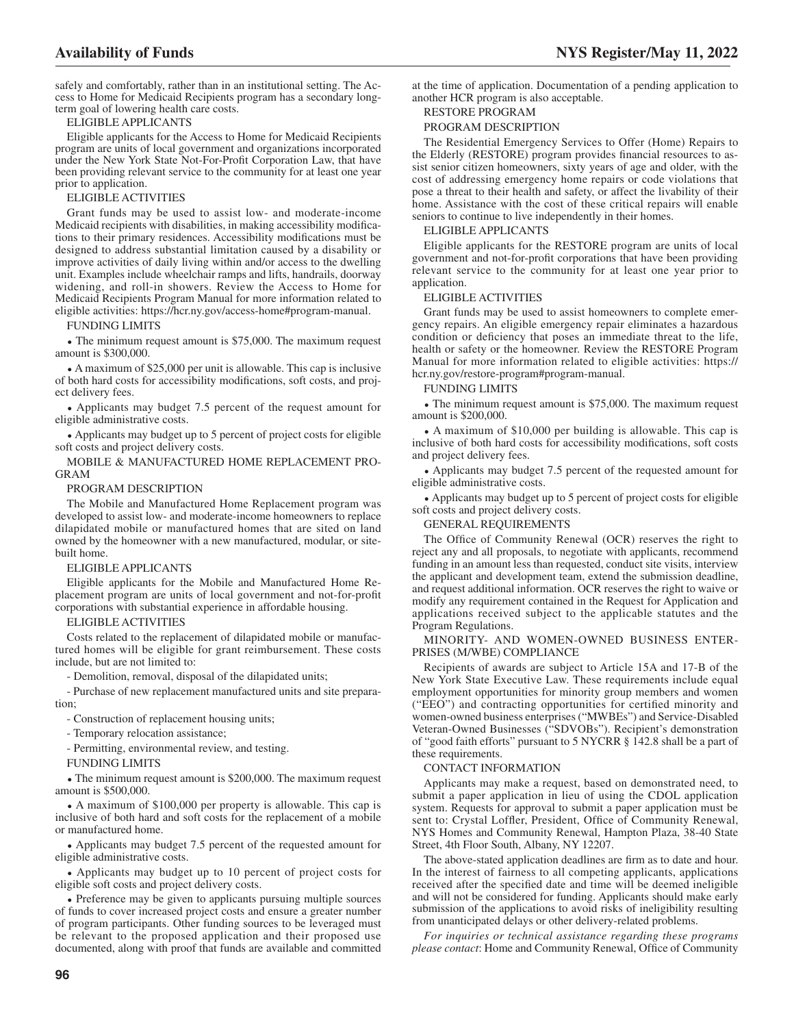safely and comfortably, rather than in an institutional setting. The Access to Home for Medicaid Recipients program has a secondary long-term goal of lowering health care costs.

ELIGIBLE APPLICANTS

Eligible applicants for the Access to Home for Medicaid Recipients program are units of local government and organizations incorporated under the New York State Not-For-Profit Corporation Law, that have been providing relevant service to the community for at least one year prior to application.

ELIGIBLE ACTIVITIES

Grant funds may be used to assist low- and moderate-income Medicaid recipients with disabilities, in making accessibility modifications to their primary residences. Accessibility modifications must be designed to address substantial limitation caused by a disability or improve activities of daily living within and/or access to the dwelling unit. Examples include wheelchair ramps and lifts, handrails, doorway widening, and roll-in showers. Review the Access to Home for Medicaid Recipients Program Manual for more information related to eligible activities: https://hcr.ny.gov/access-home#program-manual.

FUNDING LIMITS

- The minimum request amount is $75,000. The maximum request amount is $300,000.
- A maximum of $25,000 per unit is allowable. This cap is inclusive of both hard costs for accessibility modifications, soft costs, and project delivery fees.
- Applicants may budget 7.5 percent of the request amount for eligible administrative costs.
- Applicants may budget up to 5 percent of project costs for eligible soft costs and project delivery costs.

MOBILE & MANUFACTURED HOME REPLACEMENT PROGRAM

PROGRAM DESCRIPTION

The Mobile and Manufactured Home Replacement program was developed to assist low- and moderate-income homeowners to replace dilapidated mobile or manufactured homes that are sited on land owned by the homeowner with a new manufactured, modular, or site-built home.

ELIGIBLE APPLICANTS

Eligible applicants for the Mobile and Manufactured Home Replacement program are units of local government and not-for-profit corporations with substantial experience in affordable housing.

ELIGIBLE ACTIVITIES

Costs related to the replacement of dilapidated mobile or manufactured homes will be eligible for grant reimbursement. These costs include, but are not limited to:

- Demolition, removal, disposal of the dilapidated units;
- Purchase of new replacement manufactured units and site preparation;
- Construction of replacement housing units;
- Temporary relocation assistance;
- Permitting, environmental review, and testing.

FUNDING LIMITS

- The minimum request amount is $200,000. The maximum request amount is $500,000.
- A maximum of $100,000 per property is allowable. This cap is inclusive of both hard and soft costs for the replacement of a mobile or manufactured home.
- Applicants may budget 7.5 percent of the requested amount for eligible administrative costs.
- Applicants may budget up to 10 percent of project costs for eligible soft costs and project delivery costs.
- Preference may be given to applicants pursuing multiple sources of funds to cover increased project costs and ensure a greater number of program participants. Other funding sources to be leveraged must be relevant to the proposed application and their proposed use documented, along with proof that funds are available and committed at the time of application. Documentation of a pending application to another HCR program is also acceptable.

RESTORE PROGRAM

PROGRAM DESCRIPTION

The Residential Emergency Services to Offer (Home) Repairs to the Elderly (RESTORE) program provides financial resources to assist senior citizen homeowners, sixty years of age and older, with the cost of addressing emergency home repairs or code violations that pose a threat to their health and safety, or affect the livability of their home. Assistance with the cost of these critical repairs will enable seniors to continue to live independently in their homes.

ELIGIBLE APPLICANTS

Eligible applicants for the RESTORE program are units of local government and not-for-profit corporations that have been providing relevant service to the community for at least one year prior to application.

ELIGIBLE ACTIVITIES

Grant funds may be used to assist homeowners to complete emergency repairs. An eligible emergency repair eliminates a hazardous condition or deficiency that poses an immediate threat to the life, health or safety or the homeowner. Review the RESTORE Program Manual for more information related to eligible activities: https://hcr.ny.gov/restore-program#program-manual.

FUNDING LIMITS

- The minimum request amount is $75,000. The maximum request amount is $200,000.
- A maximum of $10,000 per building is allowable. This cap is inclusive of both hard costs for accessibility modifications, soft costs and project delivery fees.
- Applicants may budget 7.5 percent of the requested amount for eligible administrative costs.
- Applicants may budget up to 5 percent of project costs for eligible soft costs and project delivery costs.

GENERAL REQUIREMENTS

The Office of Community Renewal (OCR) reserves the right to reject any and all proposals, to negotiate with applicants, recommend funding in an amount less than requested, conduct site visits, interview the applicant and development team, extend the submission deadline, and request additional information. OCR reserves the right to waive or modify any requirement contained in the Request for Application and applications received subject to the applicable statutes and the Program Regulations.

MINORITY- AND WOMEN-OWNED BUSINESS ENTERPRISES (M/WBE) COMPLIANCE

Recipients of awards are subject to Article 15A and 17-B of the New York State Executive Law. These requirements include equal employment opportunities for minority group members and women ("EEO") and contracting opportunities for certified minority and women-owned business enterprises ("MWBEs") and Service-Disabled Veteran-Owned Businesses ("SDVOBs"). Recipient's demonstration of "good faith efforts" pursuant to 5 NYCRR § 142.8 shall be a part of these requirements.

CONTACT INFORMATION

Applicants may make a request, based on demonstrated need, to submit a paper application in lieu of using the CDOL application system. Requests for approval to submit a paper application must be sent to: Crystal Loffler, President, Office of Community Renewal, NYS Homes and Community Renewal, Hampton Plaza, 38-40 State Street, 4th Floor South, Albany, NY 12207.

The above-stated application deadlines are firm as to date and hour. In the interest of fairness to all competing applicants, applications received after the specified date and time will be deemed ineligible and will not be considered for funding. Applicants should make early submission of the applications to avoid risks of ineligibility resulting from unanticipated delays or other delivery-related problems.

*For inquiries or technical assistance regarding these programs please contact*: Home and Community Renewal, Office of Community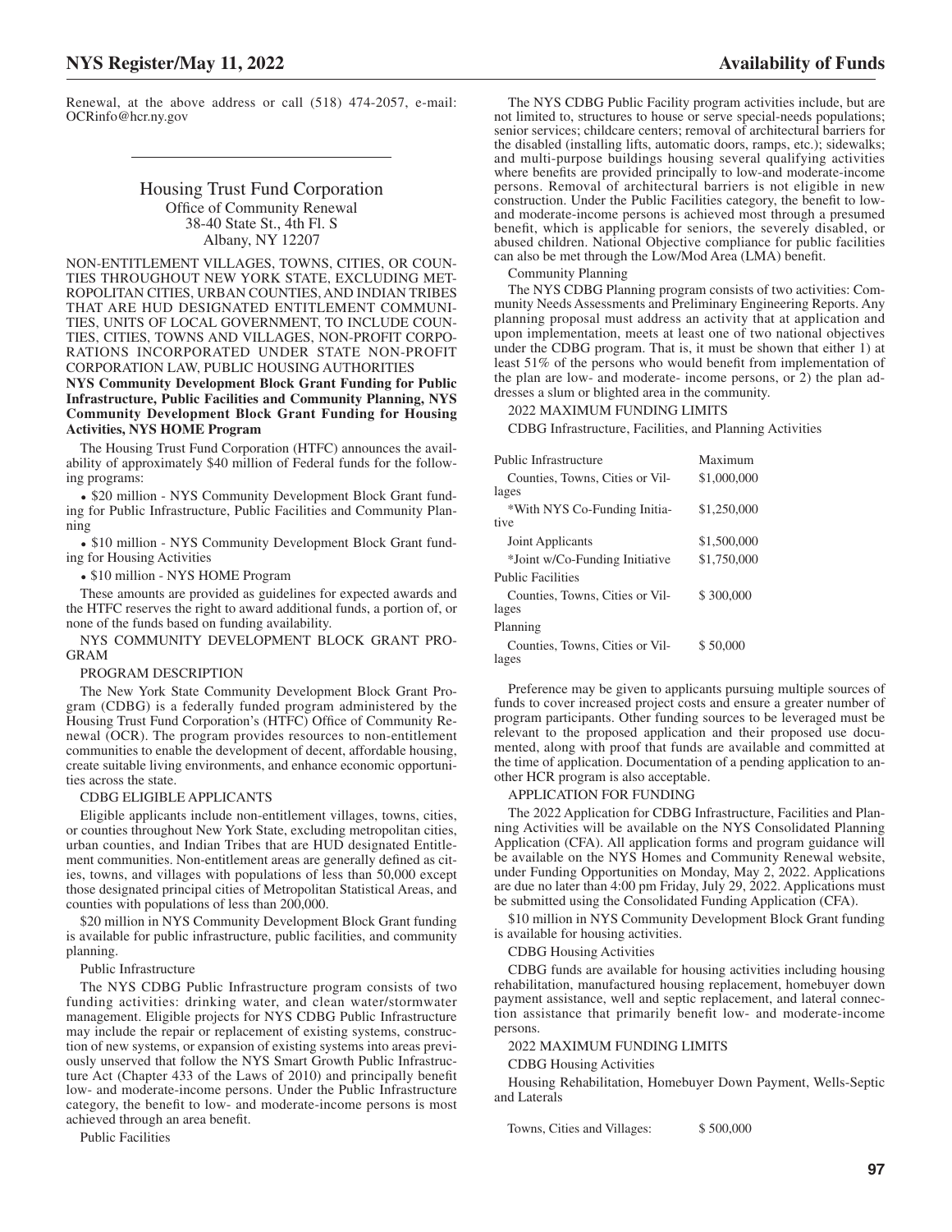Renewal, at the above address or call (518) 474-2057, e-mail: OCRinfo@hcr.ny.gov

---

## Housing Trust Fund Corporation
Office of Community Renewal
38-40 State St., 4th Fl. S
Albany, NY 12207

NON-ENTITLEMENT VILLAGES, TOWNS, CITIES, OR COUNTIES THROUGHOUT NEW YORK STATE, EXCLUDING METROPOLITAN CITIES, URBAN COUNTIES, AND INDIAN TRIBES THAT ARE HUD DESIGNATED ENTITLEMENT COMMUNITIES, UNITS OF LOCAL GOVERNMENT, TO INCLUDE COUNTIES, CITIES, TOWNS AND VILLAGES, NON-PROFIT CORPORATIONS INCORPORATED UNDER STATE NON-PROFIT CORPORATION LAW, PUBLIC HOUSING AUTHORITIES

**NYS Community Development Block Grant Funding for Public Infrastructure, Public Facilities and Community Planning, NYS Community Development Block Grant Funding for Housing Activities, NYS HOME Program**

The Housing Trust Fund Corporation (HTFC) announces the availability of approximately $40 million of Federal funds for the following programs:

- $20 million - NYS Community Development Block Grant funding for Public Infrastructure, Public Facilities and Community Planning
- $10 million - NYS Community Development Block Grant funding for Housing Activities
- $10 million - NYS HOME Program

These amounts are provided as guidelines for expected awards and the HTFC reserves the right to award additional funds, a portion of, or none of the funds based on funding availability.

NYS COMMUNITY DEVELOPMENT BLOCK GRANT PROGRAM

PROGRAM DESCRIPTION

The New York State Community Development Block Grant Program (CDBG) is a federally funded program administered by the Housing Trust Fund Corporation's (HTFC) Office of Community Renewal (OCR). The program provides resources to non-entitlement communities to enable the development of decent, affordable housing, create suitable living environments, and enhance economic opportunities across the state.

CDBG ELIGIBLE APPLICANTS

Eligible applicants include non-entitlement villages, towns, cities, or counties throughout New York State, excluding metropolitan cities, urban counties, and Indian Tribes that are HUD designated Entitlement communities. Non-entitlement areas are generally defined as cities, towns, and villages with populations of less than 50,000 except those designated principal cities of Metropolitan Statistical Areas, and counties with populations of less than 200,000.

$20 million in NYS Community Development Block Grant funding is available for public infrastructure, public facilities, and community planning.

Public Infrastructure

The NYS CDBG Public Infrastructure program consists of two funding activities: drinking water, and clean water/stormwater management. Eligible projects for NYS CDBG Public Infrastructure may include the repair or replacement of existing systems, construction of new systems, or expansion of existing systems into areas previously unserved that follow the NYS Smart Growth Public Infrastructure Act (Chapter 433 of the Laws of 2010) and principally benefit low- and moderate-income persons. Under the Public Infrastructure category, the benefit to low- and moderate-income persons is most achieved through an area benefit.

Public Facilities

The NYS CDBG Public Facility program activities include, but are not limited to, structures to house or serve special-needs populations; senior services; childcare centers; removal of architectural barriers for the disabled (installing lifts, automatic doors, ramps, etc.); sidewalks; and multi-purpose buildings housing several qualifying activities where benefits are provided principally to low-and moderate-income persons. Removal of architectural barriers is not eligible in new construction. Under the Public Facilities category, the benefit to low- and moderate-income persons is achieved most through a presumed benefit, which is applicable for seniors, the severely disabled, or abused children. National Objective compliance for public facilities can also be met through the Low/Mod Area (LMA) benefit.

Community Planning

The NYS CDBG Planning program consists of two activities: Community Needs Assessments and Preliminary Engineering Reports. Any planning proposal must address an activity that at application and upon implementation, meets at least one of two national objectives under the CDBG program. That is, it must be shown that either 1) at least 51% of the persons who would benefit from implementation of the plan are low- and moderate- income persons, or 2) the plan addresses a slum or blighted area in the community.

2022 MAXIMUM FUNDING LIMITS

CDBG Infrastructure, Facilities, and Planning Activities

| Public Infrastructure | Maximum |
|---|---|
| Counties, Towns, Cities or Villages | $1,000,000 |
| *With NYS Co-Funding Initiative | $1,250,000 |
| Joint Applicants | $1,500,000 |
| *Joint w/Co-Funding Initiative | $1,750,000 |
| Public Facilities | |
| Counties, Towns, Cities or Villages | $ 300,000 |
| Planning | |
| Counties, Towns, Cities or Villages | $ 50,000 |

Preference may be given to applicants pursuing multiple sources of funds to cover increased project costs and ensure a greater number of program participants. Other funding sources to be leveraged must be relevant to the proposed application and their proposed use documented, along with proof that funds are available and committed at the time of application. Documentation of a pending application to another HCR program is also acceptable.

APPLICATION FOR FUNDING

The 2022 Application for CDBG Infrastructure, Facilities and Planning Activities will be available on the NYS Consolidated Planning Application (CFA). All application forms and program guidance will be available on the NYS Homes and Community Renewal website, under Funding Opportunities on Monday, May 2, 2022. Applications are due no later than 4:00 pm Friday, July 29, 2022. Applications must be submitted using the Consolidated Funding Application (CFA).

$10 million in NYS Community Development Block Grant funding is available for housing activities.

CDBG Housing Activities

CDBG funds are available for housing activities including housing rehabilitation, manufactured housing replacement, homebuyer down payment assistance, well and septic replacement, and lateral connection assistance that primarily benefit low- and moderate-income persons.

2022 MAXIMUM FUNDING LIMITS

CDBG Housing Activities

Housing Rehabilitation, Homebuyer Down Payment, Wells-Septic and Laterals

| | |
|---|---|
| Towns, Cities and Villages: | $ 500,000 |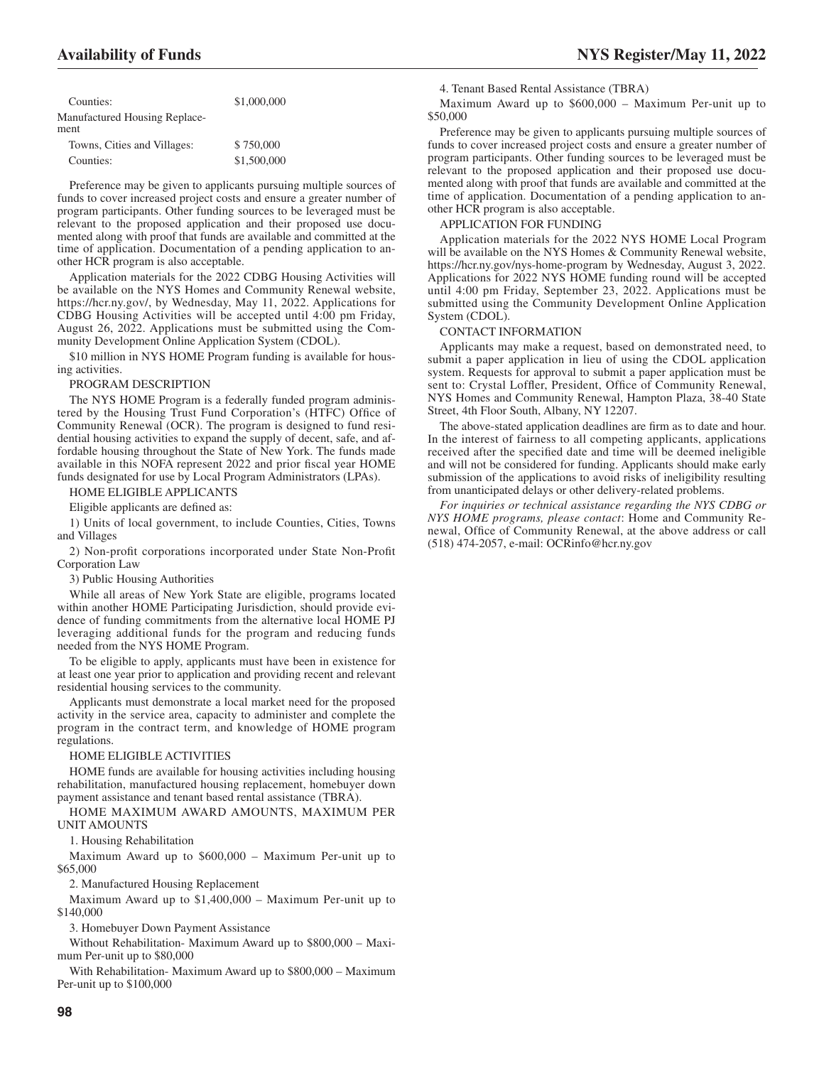| | |
|---|---|
| Counties: | $1,000,000 |
| Manufactured Housing Replacement | |
| Towns, Cities and Villages: | $ 750,000 |
| Counties: | $1,500,000 |

Preference may be given to applicants pursuing multiple sources of funds to cover increased project costs and ensure a greater number of program participants. Other funding sources to be leveraged must be relevant to the proposed application and their proposed use documented along with proof that funds are available and committed at the time of application. Documentation of a pending application to another HCR program is also acceptable.

Application materials for the 2022 CDBG Housing Activities will be available on the NYS Homes and Community Renewal website, https://hcr.ny.gov/, by Wednesday, May 11, 2022. Applications for CDBG Housing Activities will be accepted until 4:00 pm Friday, August 26, 2022. Applications must be submitted using the Community Development Online Application System (CDOL).

$10 million in NYS HOME Program funding is available for housing activities.

PROGRAM DESCRIPTION

The NYS HOME Program is a federally funded program administered by the Housing Trust Fund Corporation's (HTFC) Office of Community Renewal (OCR). The program is designed to fund residential housing activities to expand the supply of decent, safe, and affordable housing throughout the State of New York. The funds made available in this NOFA represent 2022 and prior fiscal year HOME funds designated for use by Local Program Administrators (LPAs).

HOME ELIGIBLE APPLICANTS

Eligible applicants are defined as:

1) Units of local government, to include Counties, Cities, Towns and Villages

2) Non-profit corporations incorporated under State Non-Profit Corporation Law

3) Public Housing Authorities

While all areas of New York State are eligible, programs located within another HOME Participating Jurisdiction, should provide evidence of funding commitments from the alternative local HOME PJ leveraging additional funds for the program and reducing funds needed from the NYS HOME Program.

To be eligible to apply, applicants must have been in existence for at least one year prior to application and providing recent and relevant residential housing services to the community.

Applicants must demonstrate a local market need for the proposed activity in the service area, capacity to administer and complete the program in the contract term, and knowledge of HOME program regulations.

HOME ELIGIBLE ACTIVITIES

HOME funds are available for housing activities including housing rehabilitation, manufactured housing replacement, homebuyer down payment assistance and tenant based rental assistance (TBRA).

HOME MAXIMUM AWARD AMOUNTS, MAXIMUM PER UNIT AMOUNTS

1. Housing Rehabilitation

Maximum Award up to $600,000 – Maximum Per-unit up to $65,000

2. Manufactured Housing Replacement

Maximum Award up to $1,400,000 – Maximum Per-unit up to $140,000

3. Homebuyer Down Payment Assistance

Without Rehabilitation- Maximum Award up to $800,000 – Maximum Per-unit up to $80,000

With Rehabilitation- Maximum Award up to $800,000 – Maximum Per-unit up to $100,000

4. Tenant Based Rental Assistance (TBRA)

Maximum Award up to $600,000 – Maximum Per-unit up to $50,000

Preference may be given to applicants pursuing multiple sources of funds to cover increased project costs and ensure a greater number of program participants. Other funding sources to be leveraged must be relevant to the proposed application and their proposed use documented along with proof that funds are available and committed at the time of application. Documentation of a pending application to another HCR program is also acceptable.

APPLICATION FOR FUNDING

Application materials for the 2022 NYS HOME Local Program will be available on the NYS Homes & Community Renewal website, https://hcr.ny.gov/nys-home-program by Wednesday, August 3, 2022. Applications for 2022 NYS HOME funding round will be accepted until 4:00 pm Friday, September 23, 2022. Applications must be submitted using the Community Development Online Application System (CDOL).

CONTACT INFORMATION

Applicants may make a request, based on demonstrated need, to submit a paper application in lieu of using the CDOL application system. Requests for approval to submit a paper application must be sent to: Crystal Loffler, President, Office of Community Renewal, NYS Homes and Community Renewal, Hampton Plaza, 38-40 State Street, 4th Floor South, Albany, NY 12207.

The above-stated application deadlines are firm as to date and hour. In the interest of fairness to all competing applicants, applications received after the specified date and time will be deemed ineligible and will not be considered for funding. Applicants should make early submission of the applications to avoid risks of ineligibility resulting from unanticipated delays or other delivery-related problems.

*For inquiries or technical assistance regarding the NYS CDBG or NYS HOME programs, please contact*: Home and Community Renewal, Office of Community Renewal, at the above address or call (518) 474-2057, e-mail: OCRinfo@hcr.ny.gov